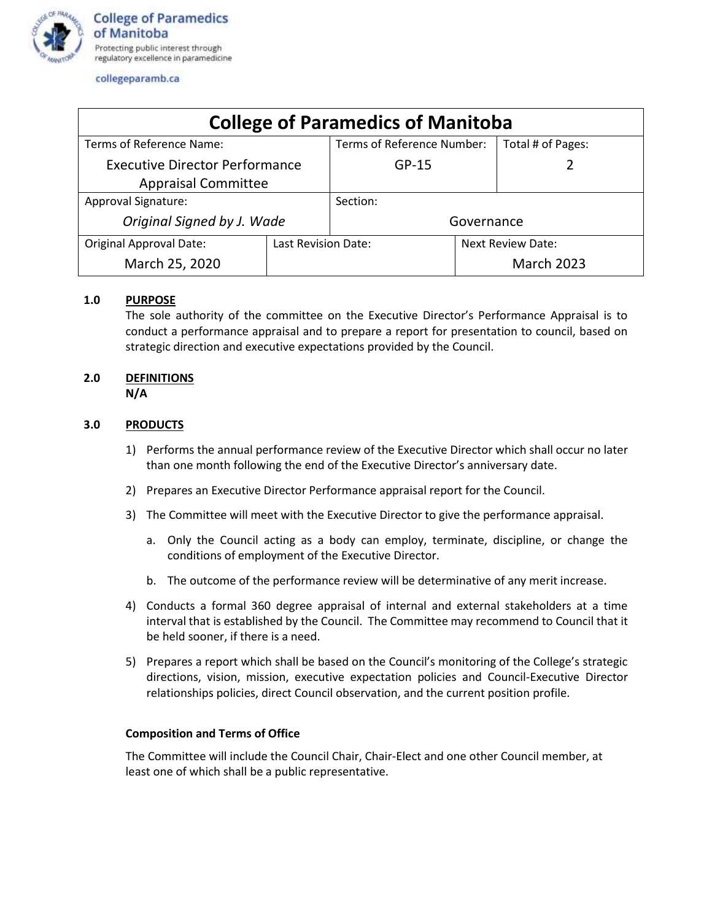College of Paramedics of Manitoba
Protecting public interest through regulatory excellence in paramedicine

collegeparamb.ca

| College of Paramedics of Manitoba | | | |
|---|---|---|---|
| Terms of Reference Name: Executive Director Performance Appraisal Committee | | Terms of Reference Number: GP-15 | Total # of Pages: 2 |
| Approval Signature: *Original Signed by J. Wade* | | Section: Governance | |
| Original Approval Date: March 25, 2020 | Last Revision Date: | | Next Review Date: March 2023 |

## 1.0 PURPOSE

The sole authority of the committee on the Executive Director's Performance Appraisal is to conduct a performance appraisal and to prepare a report for presentation to council, based on strategic direction and executive expectations provided by the Council.

## 2.0 DEFINITIONS

**N/A**

## 3.0 PRODUCTS

1) Performs the annual performance review of the Executive Director which shall occur no later than one month following the end of the Executive Director's anniversary date.
2) Prepares an Executive Director Performance appraisal report for the Council.
3) The Committee will meet with the Executive Director to give the performance appraisal.
   a. Only the Council acting as a body can employ, terminate, discipline, or change the conditions of employment of the Executive Director.
   b. The outcome of the performance review will be determinative of any merit increase.
4) Conducts a formal 360 degree appraisal of internal and external stakeholders at a time interval that is established by the Council. The Committee may recommend to Council that it be held sooner, if there is a need.
5) Prepares a report which shall be based on the Council's monitoring of the College's strategic directions, vision, mission, executive expectation policies and Council-Executive Director relationships policies, direct Council observation, and the current position profile.

**Composition and Terms of Office**

The Committee will include the Council Chair, Chair-Elect and one other Council member, at least one of which shall be a public representative.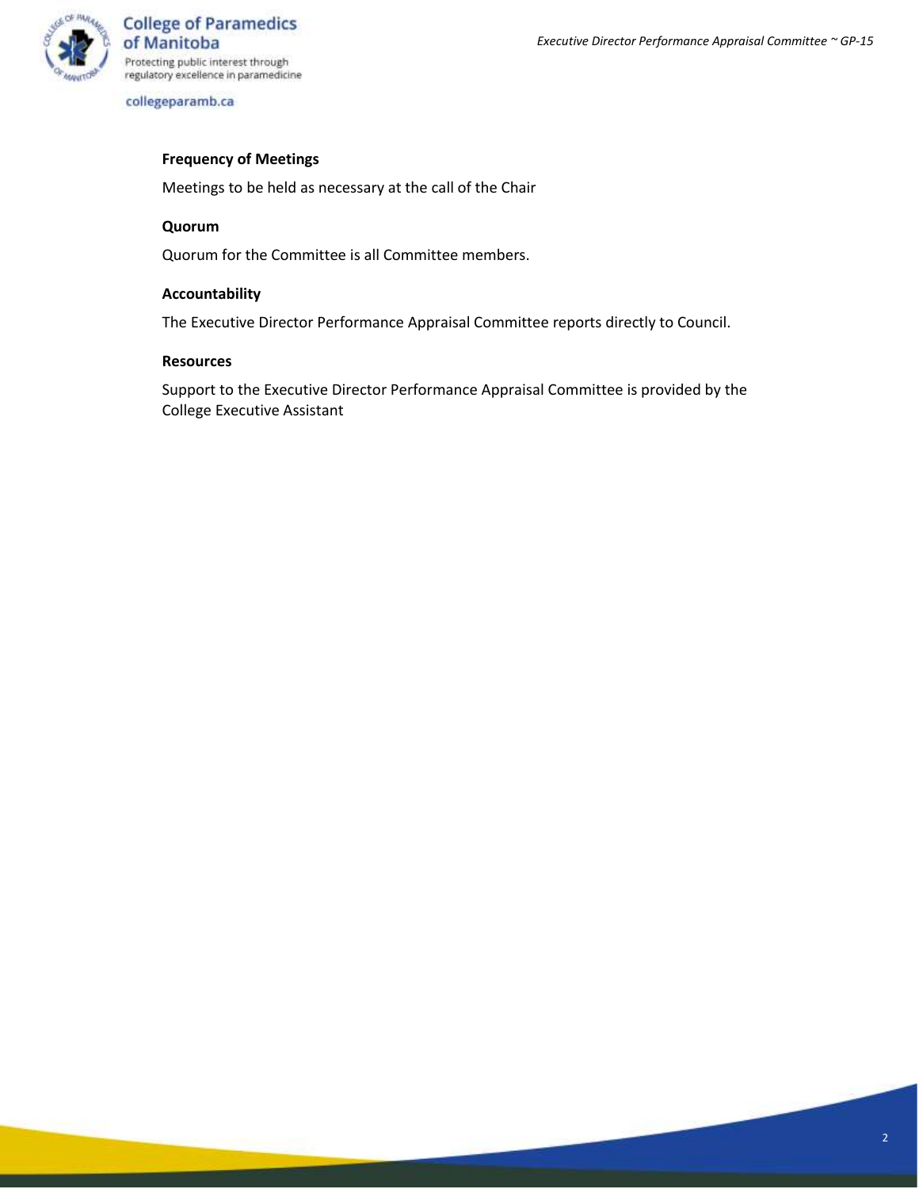**Frequency of Meetings**

Meetings to be held as necessary at the call of the Chair

**Quorum**

Quorum for the Committee is all Committee members.

**Accountability**

The Executive Director Performance Appraisal Committee reports directly to Council.

**Resources**

Support to the Executive Director Performance Appraisal Committee is provided by the College Executive Assistant